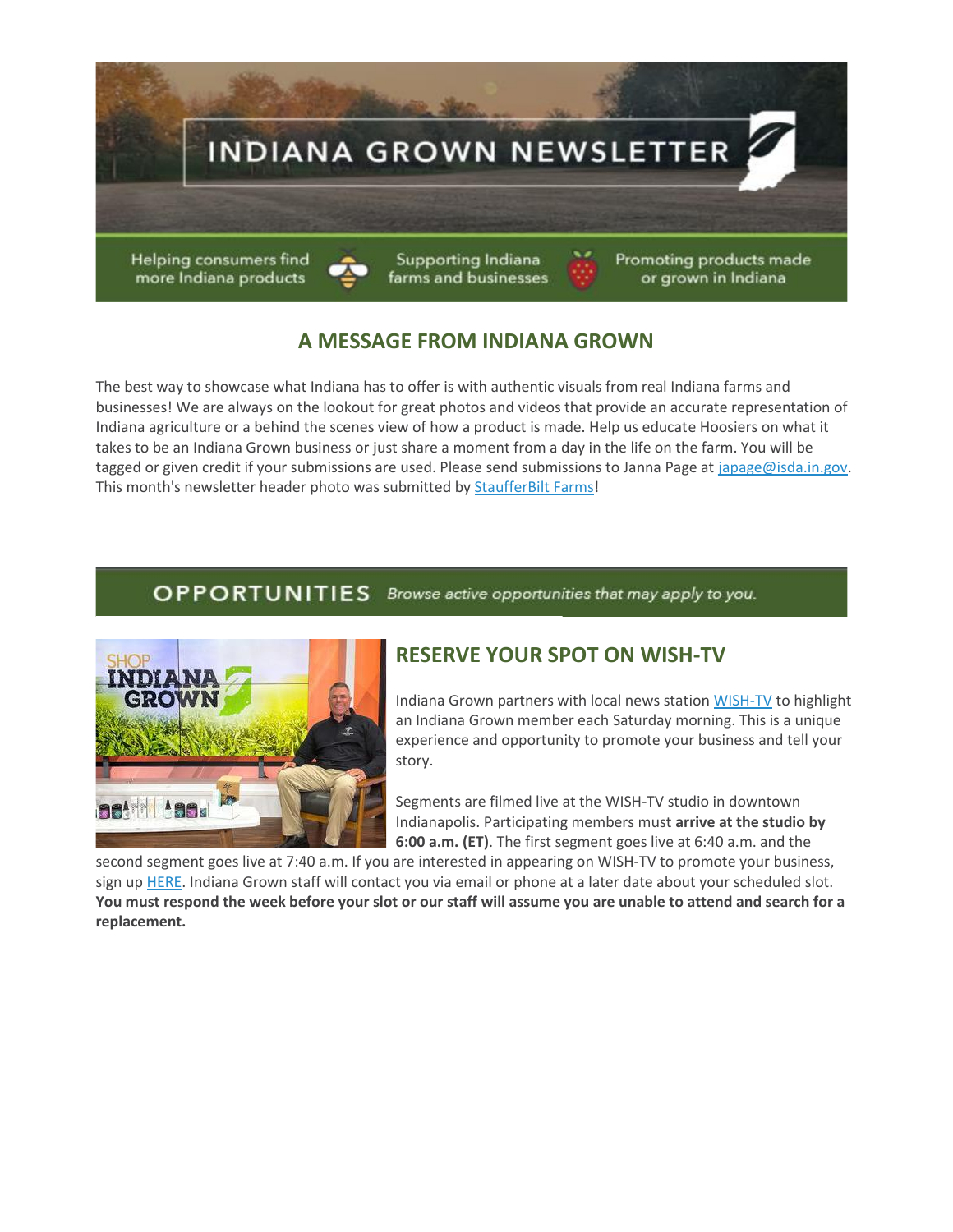# INDIANA GROWN NEWSLETTER

Helping consumers find more Indiana products | Supporting Indiana farms and businesses | Promoting products made or grown in Indiana

## A MESSAGE FROM INDIANA GROWN

The best way to showcase what Indiana has to offer is with authentic visuals from real Indiana farms and businesses! We are always on the lookout for great photos and videos that provide an accurate representation of Indiana agriculture or a behind the scenes view of how a product is made. Help us educate Hoosiers on what it takes to be an Indiana Grown business or just share a moment from a day in the life on the farm. You will be tagged or given credit if your submissions are used. Please send submissions to Janna Page at japage@isda.in.gov. This month's newsletter header photo was submitted by StaufferBilt Farms!

## OPPORTUNITIES

*Browse active opportunities that may apply to you.*

### RESERVE YOUR SPOT ON WISH-TV

Indiana Grown partners with local news station WISH-TV to highlight an Indiana Grown member each Saturday morning. This is a unique experience and opportunity to promote your business and tell your story.

Segments are filmed live at the WISH-TV studio in downtown Indianapolis. Participating members must **arrive at the studio by 6:00 a.m. (ET)**. The first segment goes live at 6:40 a.m. and the second segment goes live at 7:40 a.m. If you are interested in appearing on WISH-TV to promote your business, sign up HERE. Indiana Grown staff will contact you via email or phone at a later date about your scheduled slot. **You must respond the week before your slot or our staff will assume you are unable to attend and search for a replacement.**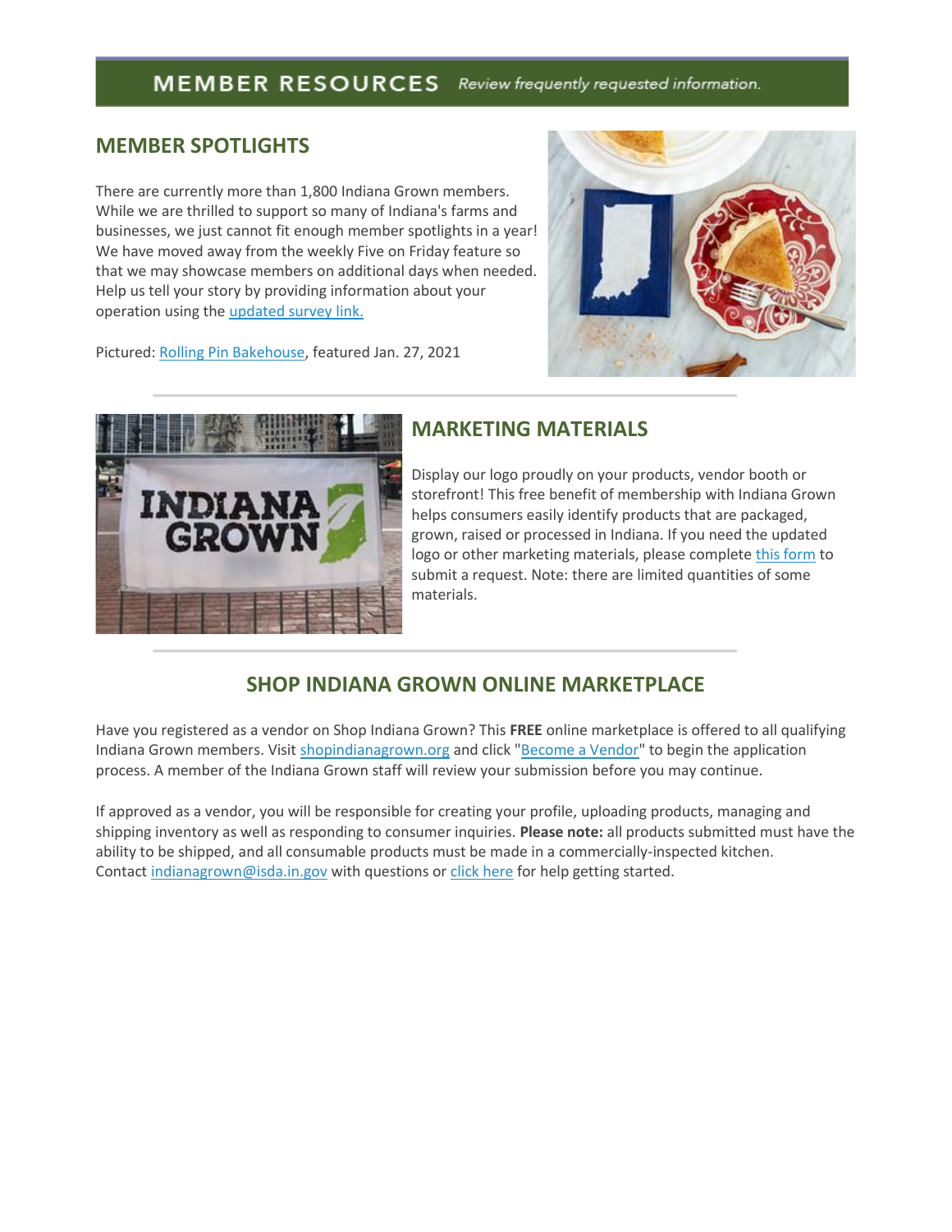# MEMBER RESOURCES

*Review frequently requested information.*

## MEMBER SPOTLIGHTS

There are currently more than 1,800 Indiana Grown members. While we are thrilled to support so many of Indiana's farms and businesses, we just cannot fit enough member spotlights in a year! We have moved away from the weekly Five on Friday feature so that we may showcase members on additional days when needed. Help us tell your story by providing information about your operation using the updated survey link.

Pictured: Rolling Pin Bakehouse, featured Jan. 27, 2021

## MARKETING MATERIALS

Display our logo proudly on your products, vendor booth or storefront! This free benefit of membership with Indiana Grown helps consumers easily identify products that are packaged, grown, raised or processed in Indiana. If you need the updated logo or other marketing materials, please complete this form to submit a request. Note: there are limited quantities of some materials.

## SHOP INDIANA GROWN ONLINE MARKETPLACE

Have you registered as a vendor on Shop Indiana Grown? This **FREE** online marketplace is offered to all qualifying Indiana Grown members. Visit shopindianagrown.org and click "Become a Vendor" to begin the application process. A member of the Indiana Grown staff will review your submission before you may continue.

If approved as a vendor, you will be responsible for creating your profile, uploading products, managing and shipping inventory as well as responding to consumer inquiries. **Please note:** all products submitted must have the ability to be shipped, and all consumable products must be made in a commercially-inspected kitchen. Contact indianagrown@isda.in.gov with questions or click here for help getting started.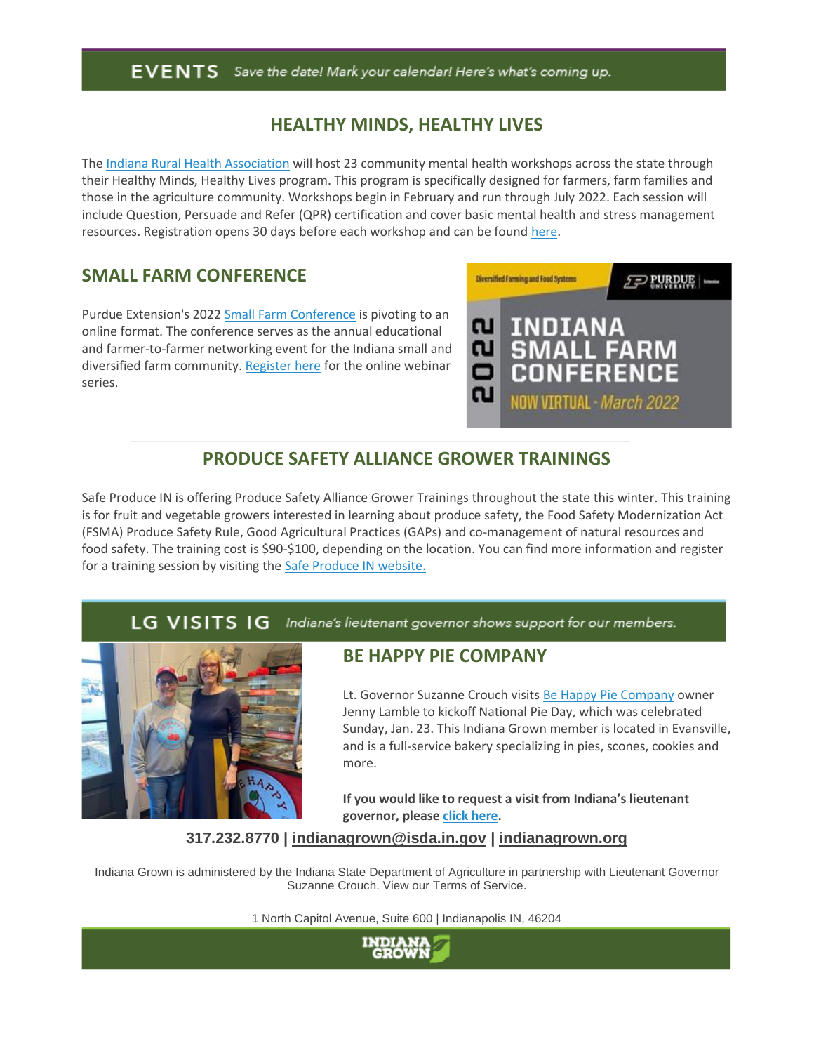## EVENTS *Save the date! Mark your calendar! Here's what's coming up.*

### HEALTHY MINDS, HEALTHY LIVES

The Indiana Rural Health Association will host 23 community mental health workshops across the state through their Healthy Minds, Healthy Lives program. This program is specifically designed for farmers, farm families and those in the agriculture community. Workshops begin in February and run through July 2022. Each session will include Question, Persuade and Refer (QPR) certification and cover basic mental health and stress management resources. Registration opens 30 days before each workshop and can be found here.

### SMALL FARM CONFERENCE

Purdue Extension's 2022 Small Farm Conference is pivoting to an online format. The conference serves as the annual educational and farmer-to-farmer networking event for the Indiana small and diversified farm community. Register here for the online webinar series.

Diversified Farming and Food Systems | PURDUE UNIVERSITY

2022 INDIANA SMALL FARM CONFERENCE

NOW VIRTUAL - March 2022

### PRODUCE SAFETY ALLIANCE GROWER TRAININGS

Safe Produce IN is offering Produce Safety Alliance Grower Trainings throughout the state this winter. This training is for fruit and vegetable growers interested in learning about produce safety, the Food Safety Modernization Act (FSMA) Produce Safety Rule, Good Agricultural Practices (GAPs) and co-management of natural resources and food safety. The training cost is $90-$100, depending on the location. You can find more information and register for a training session by visiting the Safe Produce IN website.

## LG VISITS IG *Indiana's lieutenant governor shows support for our members.*

### BE HAPPY PIE COMPANY

Lt. Governor Suzanne Crouch visits Be Happy Pie Company owner Jenny Lamble to kickoff National Pie Day, which was celebrated Sunday, Jan. 23. This Indiana Grown member is located in Evansville, and is a full-service bakery specializing in pies, scones, cookies and more.

**If you would like to request a visit from Indiana's lieutenant governor, please click here.**

**317.232.8770 | indianagrown@isda.in.gov | indianagrown.org**

Indiana Grown is administered by the Indiana State Department of Agriculture in partnership with Lieutenant Governor Suzanne Crouch. View our Terms of Service.

1 North Capitol Avenue, Suite 600 | Indianapolis IN, 46204

INDIANA GROWN